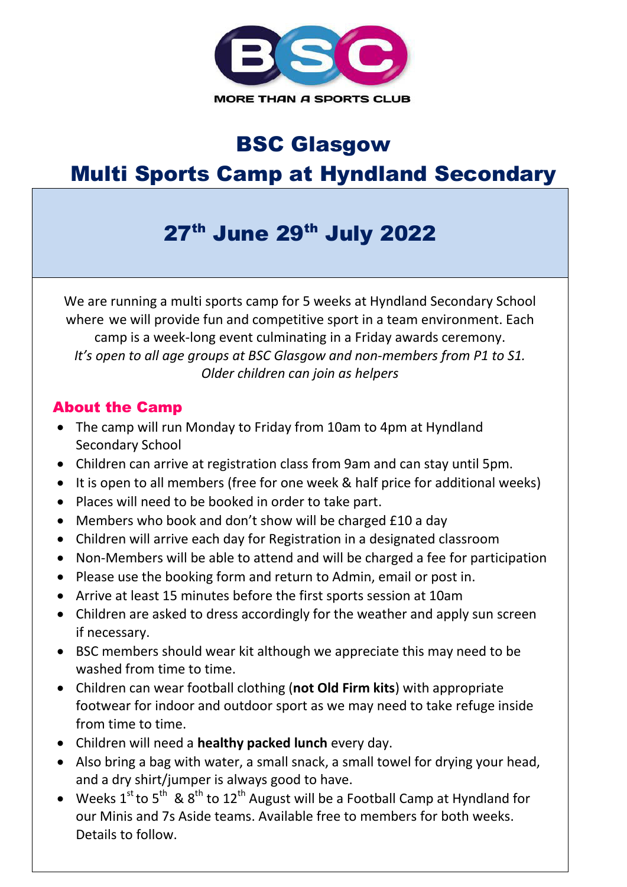BSC

MORE THAN A SPORTS CLUB

# BSC Glasgow

# Multi Sports Camp at Hyndland Secondary

## 27th June 29th July 2022

We are running a multi sports camp for 5 weeks at Hyndland Secondary School where we will provide fun and competitive sport in a team environment. Each camp is a week-long event culminating in a Friday awards ceremony.
*It's open to all age groups at BSC Glasgow and non-members from P1 to S1. Older children can join as helpers*

### About the Camp

- The camp will run Monday to Friday from 10am to 4pm at Hyndland Secondary School
- Children can arrive at registration class from 9am and can stay until 5pm.
- It is open to all members (free for one week & half price for additional weeks)
- Places will need to be booked in order to take part.
- Members who book and don't show will be charged £10 a day
- Children will arrive each day for Registration in a designated classroom
- Non-Members will be able to attend and will be charged a fee for participation
- Please use the booking form and return to Admin, email or post in.
- Arrive at least 15 minutes before the first sports session at 10am
- Children are asked to dress accordingly for the weather and apply sun screen if necessary.
- BSC members should wear kit although we appreciate this may need to be washed from time to time.
- Children can wear football clothing (**not Old Firm kits**) with appropriate footwear for indoor and outdoor sport as we may need to take refuge inside from time to time.
- Children will need a **healthy packed lunch** every day.
- Also bring a bag with water, a small snack, a small towel for drying your head, and a dry shirt/jumper is always good to have.
- Weeks 1st to 5th & 8th to 12th August will be a Football Camp at Hyndland for our Minis and 7s Aside teams. Available free to members for both weeks. Details to follow.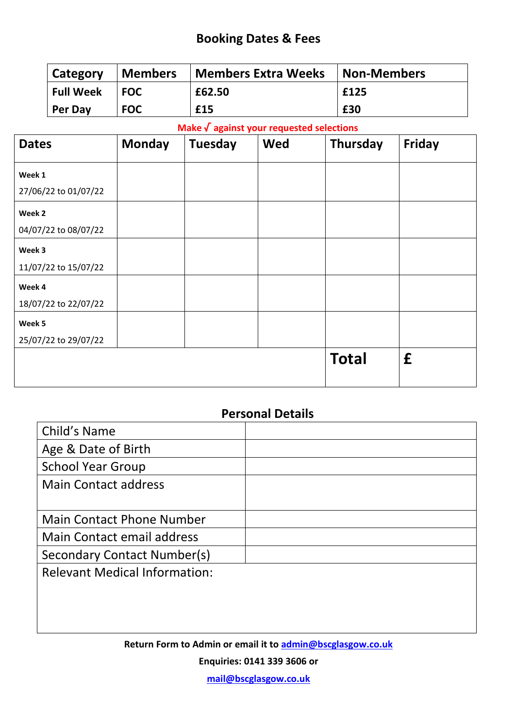## Booking Dates & Fees

| Category | Members | Members Extra Weeks | Non-Members |
|---|---|---|---|
| Full Week | FOC | £62.50 | £125 |
| Per Day | FOC | £15 | £30 |

**Make √ against your requested selections**

| Dates | Monday | Tuesday | Wed | Thursday | Friday |
|---|---|---|---|---|---|
| **Week 1** 27/06/22 to 01/07/22 | | | | | |
| **Week 2** 04/07/22 to 08/07/22 | | | | | |
| **Week 3** 11/07/22 to 15/07/22 | | | | | |
| **Week 4** 18/07/22 to 22/07/22 | | | | | |
| **Week 5** 25/07/22 to 29/07/22 | | | | | |
| | | | | **Total** | **£** |

## Personal Details

| | |
|---|---|
| Child's Name | |
| Age & Date of Birth | |
| School Year Group | |
| Main Contact address | |
| Main Contact Phone Number | |
| Main Contact email address | |
| Secondary Contact Number(s) | |
| Relevant Medical Information: | |

**Return Form to Admin or email it to admin@bscglasgow.co.uk**

**Enquiries: 0141 339 3606 or**

**mail@bscglasgow.co.uk**